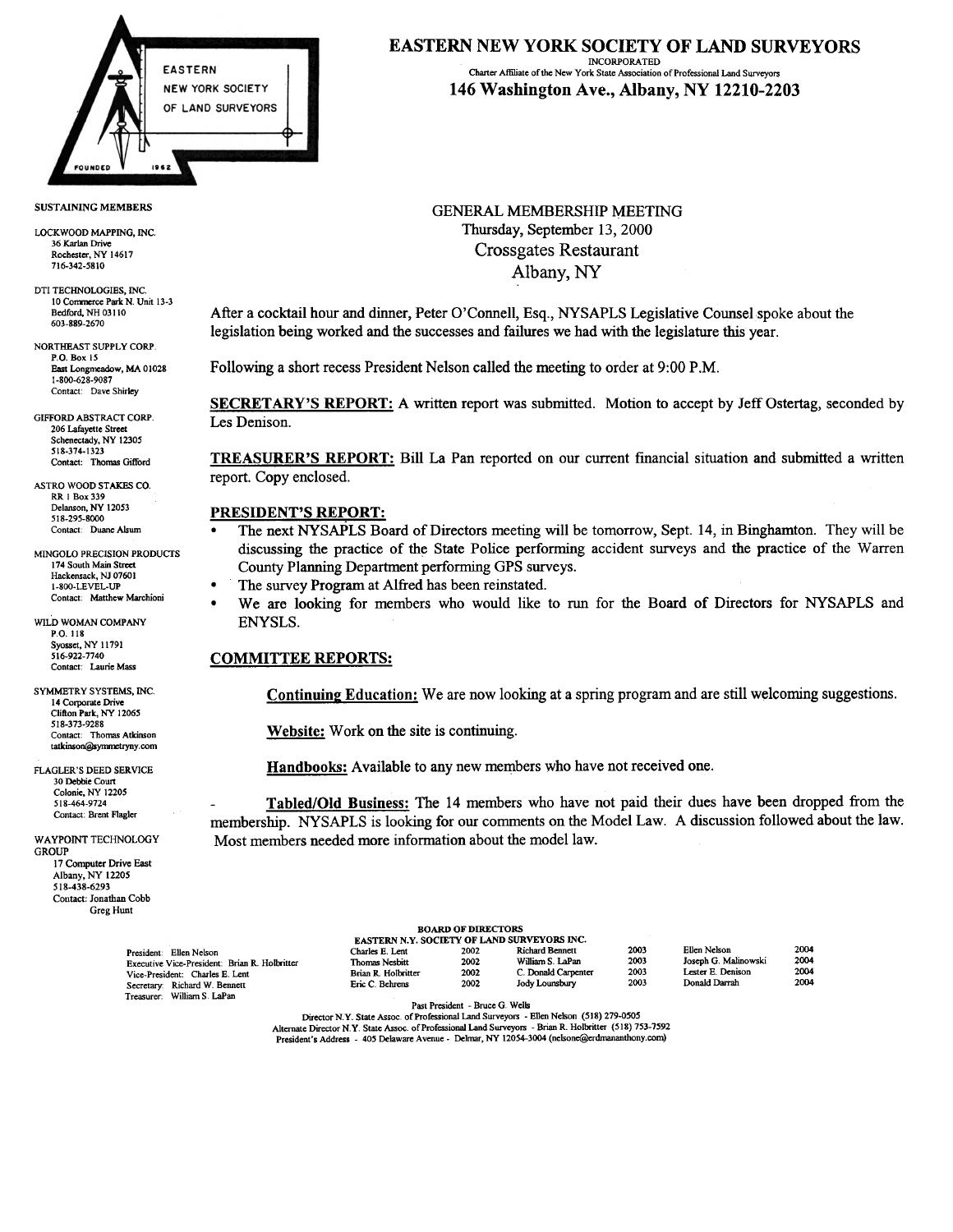# EASTERN NEW YORK SOCIETY OF LAND SURVEYORS

INCORPORATED

Charter Affiliate of the New York State Association of Professional Land Surveyors

**146 Washington Ave., Albany, NY 12210-2203**

EASTERN NEW YORK SOCIETY OF LAND SURVEYORS

FOUNDED 1962

**SUSTAINING MEMBERS**

LOCKWOOD MAPPING, INC.
36 Karlan Drive
Rochester, NY 14617
716-342-5810

DTI TECHNOLOGIES, INC.
10 Commerce Park N. Unit 13-3
Bedford, NH 03110
603-889-2670

NORTHEAST SUPPLY CORP.
P.O. Box 15
East Longmeadow, MA 01028
1-800-628-9087
Contact: Dave Shirley

GIFFORD ABSTRACT CORP.
206 Lafayette Street
Schenectady, NY 12305
518-374-1323
Contact: Thomas Gifford

ASTRO WOOD STAKES CO.
RR 1 Box 339
Delanson, NY 12053
518-295-8000
Contact: Duane Alsum

MINGOLO PRECISION PRODUCTS
174 South Main Street
Hackensack, NJ 07601
1-800-LEVEL-UP
Contact: Matthew Marchioni

WILD WOMAN COMPANY
P.O. 118
Syosset, NY 11791
516-922-7740
Contact: Laurie Mass

SYMMETRY SYSTEMS, INC.
14 Corporate Drive
Clifton Park, NY 12065
518-373-9288
Contact: Thomas Atkinson
tatkinson@symmetryny.com

FLAGLER'S DEED SERVICE
30 Debbie Court
Colonie, NY 12205
518-464-9724
Contact: Brent Flagler

WAYPOINT TECHNOLOGY GROUP
17 Computer Drive East
Albany, NY 12205
518-438-6293
Contact: Jonathan Cobb
Greg Hunt

## GENERAL MEMBERSHIP MEETING
Thursday, September 13, 2000
Crossgates Restaurant
Albany, NY

After a cocktail hour and dinner, Peter O'Connell, Esq., NYSAPLS Legislative Counsel spoke about the legislation being worked and the successes and failures we had with the legislature this year.

Following a short recess President Nelson called the meeting to order at 9:00 P.M.

**SECRETARY'S REPORT:** A written report was submitted. Motion to accept by Jeff Ostertag, seconded by Les Denison.

**TREASURER'S REPORT:** Bill La Pan reported on our current financial situation and submitted a written report. Copy enclosed.

**PRESIDENT'S REPORT:**

- The next NYSAPLS Board of Directors meeting will be tomorrow, Sept. 14, in Binghamton. They will be discussing the practice of the State Police performing accident surveys and the practice of the Warren County Planning Department performing GPS surveys.
- The survey Program at Alfred has been reinstated.
- We are looking for members who would like to run for the Board of Directors for NYSAPLS and ENYSLS.

**COMMITTEE REPORTS:**

**Continuing Education:** We are now looking at a spring program and are still welcoming suggestions.

**Website:** Work on the site is continuing.

**Handbooks:** Available to any new members who have not received one.

- **Tabled/Old Business:** The 14 members who have not paid their dues have been dropped from the membership. NYSAPLS is looking for our comments on the Model Law. A discussion followed about the law. Most members needed more information about the model law.

**BOARD OF DIRECTORS**
**EASTERN N.Y. SOCIETY OF LAND SURVEYORS INC.**

President: Ellen Nelson
Executive Vice-President: Brian R. Holbritter
Vice-President: Charles E. Lent
Secretary: Richard W. Bennett
Treasurer: William S. LaPan

| | | | | | |
|---|---|---|---|---|---|
| Charles E. Lent | 2002 | Richard Bennett | 2003 | Ellen Nelson | 2004 |
| Thomas Nesbitt | 2002 | William S. LaPan | 2003 | Joseph G. Malinowski | 2004 |
| Brian R. Holbritter | 2002 | C. Donald Carpenter | 2003 | Lester E. Denison | 2004 |
| Eric C. Behrens | 2002 | Jody Lounsbury | 2003 | Donald Darrah | 2004 |

Past President - Bruce G. Wells
Director N.Y. State Assoc. of Professional Land Surveyors - Ellen Nelson (518) 279-0505
Alternate Director N.Y. State Assoc. of Professional Land Surveyors - Brian R. Holbritter (518) 753-7592
President's Address - 405 Delaware Avenue - Delmar, NY 12054-3004 (nelsone@erdmananthony.com)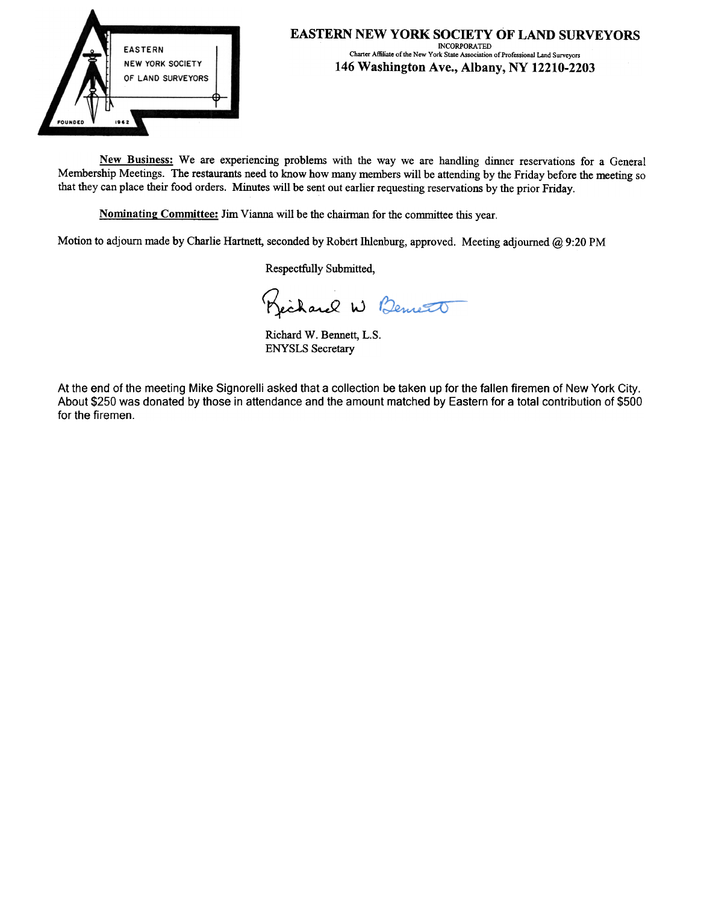**EASTERN NEW YORK SOCIETY OF LAND SURVEYORS**
INCORPORATED
Charter Affiliate of the New York State Association of Professional Land Surveyors
**146 Washington Ave., Albany, NY 12210-2203**

**New Business:** We are experiencing problems with the way we are handling dinner reservations for a General Membership Meetings. The restaurants need to know how many members will be attending by the Friday before the meeting so that they can place their food orders. Minutes will be sent out earlier requesting reservations by the prior Friday.

**Nominating Committee:** Jim Vianna will be the chairman for the committee this year.

Motion to adjourn made by Charlie Hartnett, seconded by Robert Ihlenburg, approved. Meeting adjourned @ 9:20 PM

Respectfully Submitted,

Richard W. Bennett

Richard W. Bennett, L.S.
ENYSLS Secretary

At the end of the meeting Mike Signorelli asked that a collection be taken up for the fallen firemen of New York City. About $250 was donated by those in attendance and the amount matched by Eastern for a total contribution of $500 for the firemen.